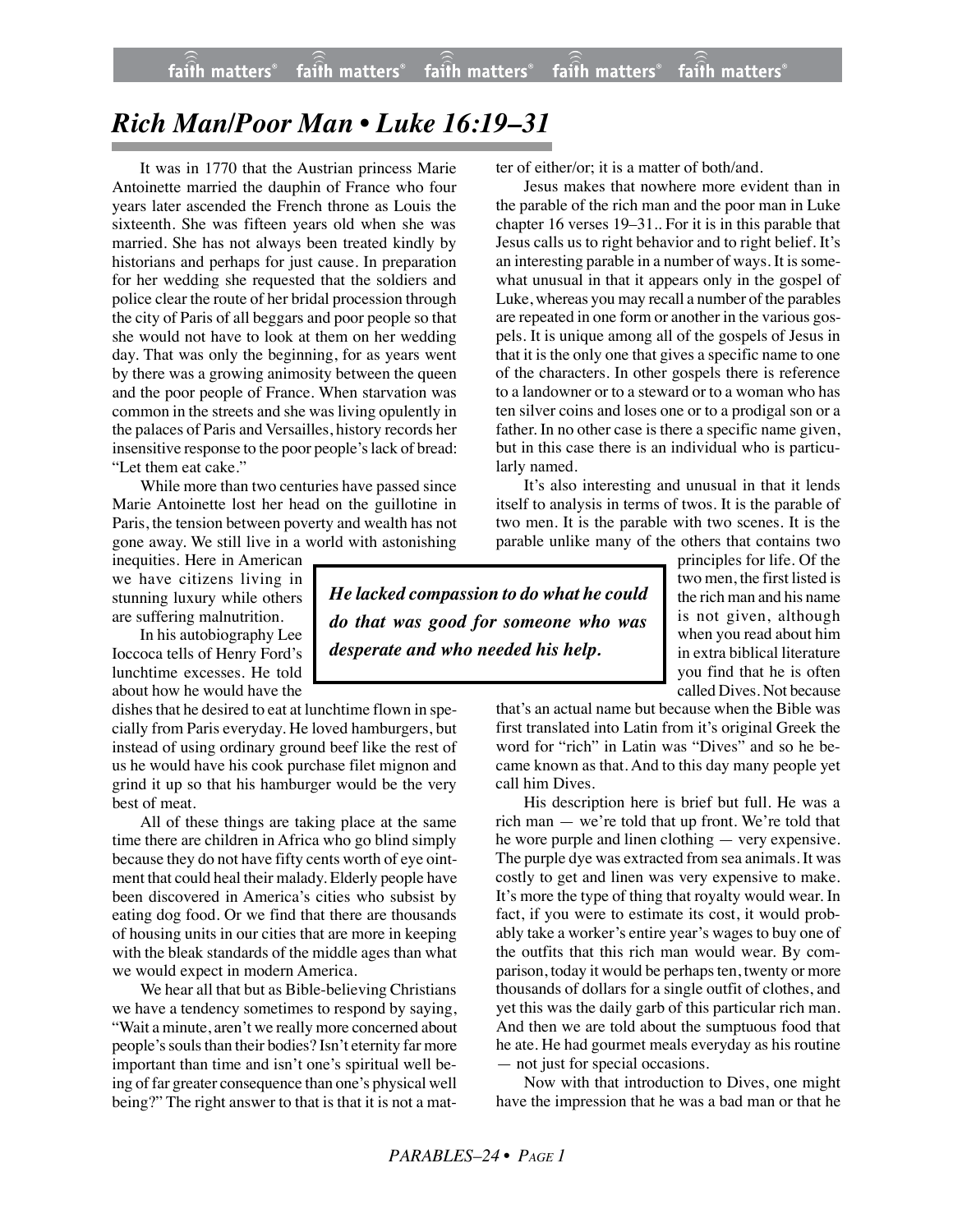# Rich Man/Poor Man • Luke 16:19–31

It was in 1770 that the Austrian princess Marie Antoinette married the dauphin of France who four years later ascended the French throne as Louis the sixteenth. She was fifteen years old when she was married. She has not always been treated kindly by historians and perhaps for just cause. In preparation for her wedding she requested that the soldiers and police clear the route of her bridal procession through the city of Paris of all beggars and poor people so that she would not have to look at them on her wedding day. That was only the beginning, for as years went by there was a growing animosity between the queen and the poor people of France. When starvation was common in the streets and she was living opulently in the palaces of Paris and Versailles, history records her insensitive response to the poor people's lack of bread: "Let them eat cake."

While more than two centuries have passed since Marie Antoinette lost her head on the guillotine in Paris, the tension between poverty and wealth has not gone away. We still live in a world with astonishing inequities. Here in American we have citizens living in stunning luxury while others are suffering malnutrition.

In his autobiography Lee Ioccoca tells of Henry Ford's lunchtime excesses. He told about how he would have the dishes that he desired to eat at lunchtime flown in specially from Paris everyday. He loved hamburgers, but instead of using ordinary ground beef like the rest of us he would have his cook purchase filet mignon and grind it up so that his hamburger would be the very best of meat.

All of these things are taking place at the same time there are children in Africa who go blind simply because they do not have fifty cents worth of eye ointment that could heal their malady. Elderly people have been discovered in America's cities who subsist by eating dog food. Or we find that there are thousands of housing units in our cities that are more in keeping with the bleak standards of the middle ages than what we would expect in modern America.

We hear all that but as Bible-believing Christians we have a tendency sometimes to respond by saying, "Wait a minute, aren't we really more concerned about people's souls than their bodies? Isn't eternity far more important than time and isn't one's spiritual well being of far greater consequence than one's physical well being?" The right answer to that is that it is not a matter of either/or; it is a matter of both/and.

Jesus makes that nowhere more evident than in the parable of the rich man and the poor man in Luke chapter 16 verses 19–31.. For it is in this parable that Jesus calls us to right behavior and to right belief. It's an interesting parable in a number of ways. It is somewhat unusual in that it appears only in the gospel of Luke, whereas you may recall a number of the parables are repeated in one form or another in the various gospels. It is unique among all of the gospels of Jesus in that it is the only one that gives a specific name to one of the characters. In other gospels there is reference to a landowner or to a steward or to a woman who has ten silver coins and loses one or to a prodigal son or a father. In no other case is there a specific name given, but in this case there is an individual who is particularly named.

It's also interesting and unusual in that it lends itself to analysis in terms of twos. It is the parable of two men. It is the parable with two scenes. It is the parable unlike many of the others that contains two principles for life. Of the two men, the first listed is the rich man and his name is not given, although when you read about him in extra biblical literature you find that he is often called Dives. Not because that's an actual name but because when the Bible was first translated into Latin from it's original Greek the word for "rich" in Latin was "Dives" and so he became known as that. And to this day many people yet call him Dives.

> ***He lacked compassion to do what he could do that was good for someone who was desperate and who needed his help.***

His description here is brief but full. He was a rich man — we're told that up front. We're told that he wore purple and linen clothing — very expensive. The purple dye was extracted from sea animals. It was costly to get and linen was very expensive to make. It's more the type of thing that royalty would wear. In fact, if you were to estimate its cost, it would probably take a worker's entire year's wages to buy one of the outfits that this rich man would wear. By comparison, today it would be perhaps ten, twenty or more thousands of dollars for a single outfit of clothes, and yet this was the daily garb of this particular rich man. And then we are told about the sumptuous food that he ate. He had gourmet meals everyday as his routine — not just for special occasions.

Now with that introduction to Dives, one might have the impression that he was a bad man or that he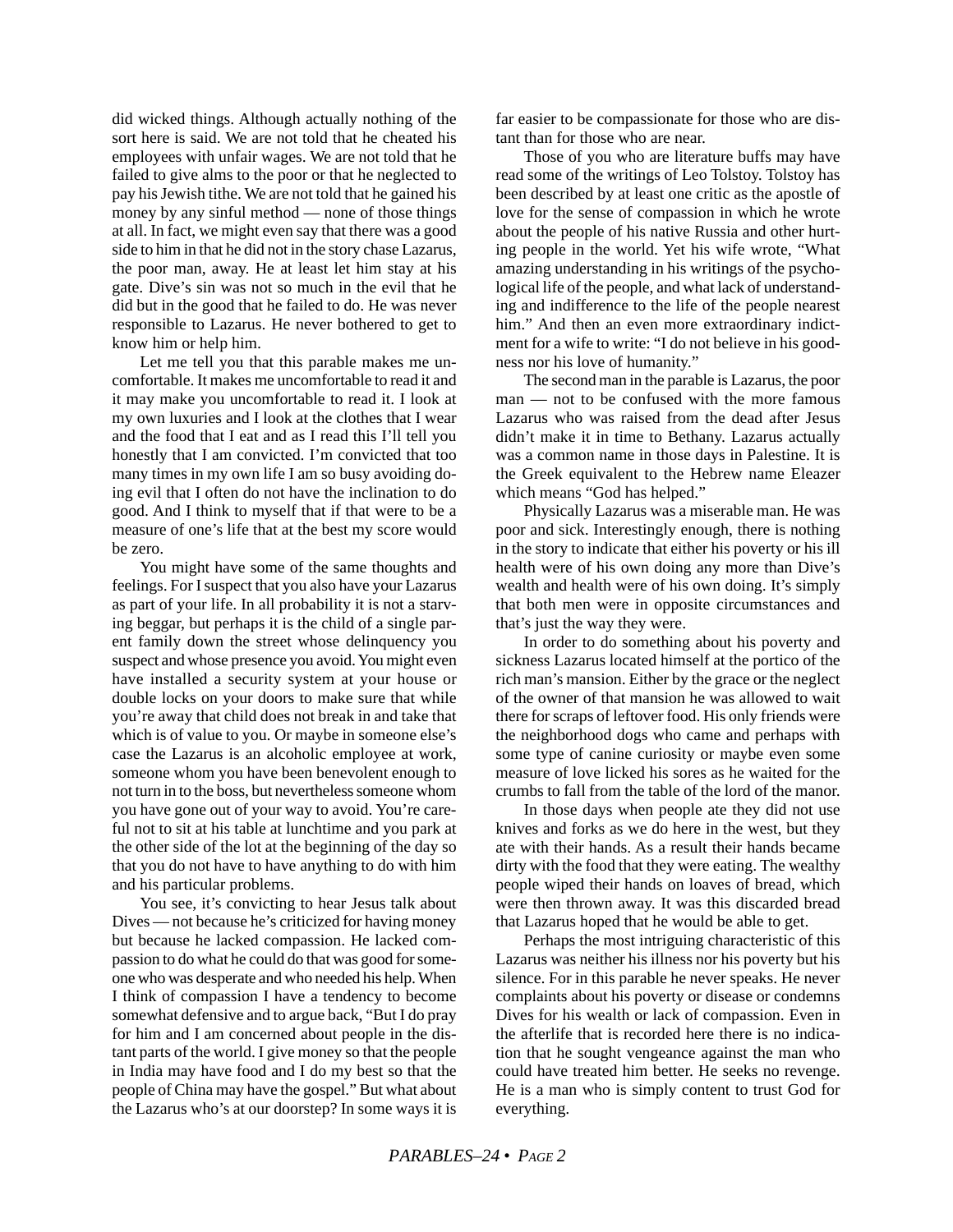did wicked things. Although actually nothing of the sort here is said. We are not told that he cheated his employees with unfair wages. We are not told that he failed to give alms to the poor or that he neglected to pay his Jewish tithe. We are not told that he gained his money by any sinful method — none of those things at all. In fact, we might even say that there was a good side to him in that he did not in the story chase Lazarus, the poor man, away. He at least let him stay at his gate. Dive's sin was not so much in the evil that he did but in the good that he failed to do. He was never responsible to Lazarus. He never bothered to get to know him or help him.

Let me tell you that this parable makes me uncomfortable. It makes me uncomfortable to read it and it may make you uncomfortable to read it. I look at my own luxuries and I look at the clothes that I wear and the food that I eat and as I read this I'll tell you honestly that I am convicted. I'm convicted that too many times in my own life I am so busy avoiding doing evil that I often do not have the inclination to do good. And I think to myself that if that were to be a measure of one's life that at the best my score would be zero.

You might have some of the same thoughts and feelings. For I suspect that you also have your Lazarus as part of your life. In all probability it is not a starving beggar, but perhaps it is the child of a single parent family down the street whose delinquency you suspect and whose presence you avoid. You might even have installed a security system at your house or double locks on your doors to make sure that while you're away that child does not break in and take that which is of value to you. Or maybe in someone else's case the Lazarus is an alcoholic employee at work, someone whom you have been benevolent enough to not turn in to the boss, but nevertheless someone whom you have gone out of your way to avoid. You're careful not to sit at his table at lunchtime and you park at the other side of the lot at the beginning of the day so that you do not have to have anything to do with him and his particular problems.

You see, it's convicting to hear Jesus talk about Dives — not because he's criticized for having money but because he lacked compassion. He lacked compassion to do what he could do that was good for someone who was desperate and who needed his help. When I think of compassion I have a tendency to become somewhat defensive and to argue back, "But I do pray for him and I am concerned about people in the distant parts of the world. I give money so that the people in India may have food and I do my best so that the people of China may have the gospel." But what about the Lazarus who's at our doorstep? In some ways it is far easier to be compassionate for those who are distant than for those who are near.

Those of you who are literature buffs may have read some of the writings of Leo Tolstoy. Tolstoy has been described by at least one critic as the apostle of love for the sense of compassion in which he wrote about the people of his native Russia and other hurting people in the world. Yet his wife wrote, "What amazing understanding in his writings of the psychological life of the people, and what lack of understanding and indifference to the life of the people nearest him." And then an even more extraordinary indictment for a wife to write: "I do not believe in his goodness nor his love of humanity."

The second man in the parable is Lazarus, the poor man — not to be confused with the more famous Lazarus who was raised from the dead after Jesus didn't make it in time to Bethany. Lazarus actually was a common name in those days in Palestine. It is the Greek equivalent to the Hebrew name Eleazer which means "God has helped."

Physically Lazarus was a miserable man. He was poor and sick. Interestingly enough, there is nothing in the story to indicate that either his poverty or his ill health were of his own doing any more than Dive's wealth and health were of his own doing. It's simply that both men were in opposite circumstances and that's just the way they were.

In order to do something about his poverty and sickness Lazarus located himself at the portico of the rich man's mansion. Either by the grace or the neglect of the owner of that mansion he was allowed to wait there for scraps of leftover food. His only friends were the neighborhood dogs who came and perhaps with some type of canine curiosity or maybe even some measure of love licked his sores as he waited for the crumbs to fall from the table of the lord of the manor.

In those days when people ate they did not use knives and forks as we do here in the west, but they ate with their hands. As a result their hands became dirty with the food that they were eating. The wealthy people wiped their hands on loaves of bread, which were then thrown away. It was this discarded bread that Lazarus hoped that he would be able to get.

Perhaps the most intriguing characteristic of this Lazarus was neither his illness nor his poverty but his silence. For in this parable he never speaks. He never complaints about his poverty or disease or condemns Dives for his wealth or lack of compassion. Even in the afterlife that is recorded here there is no indication that he sought vengeance against the man who could have treated him better. He seeks no revenge. He is a man who is simply content to trust God for everything.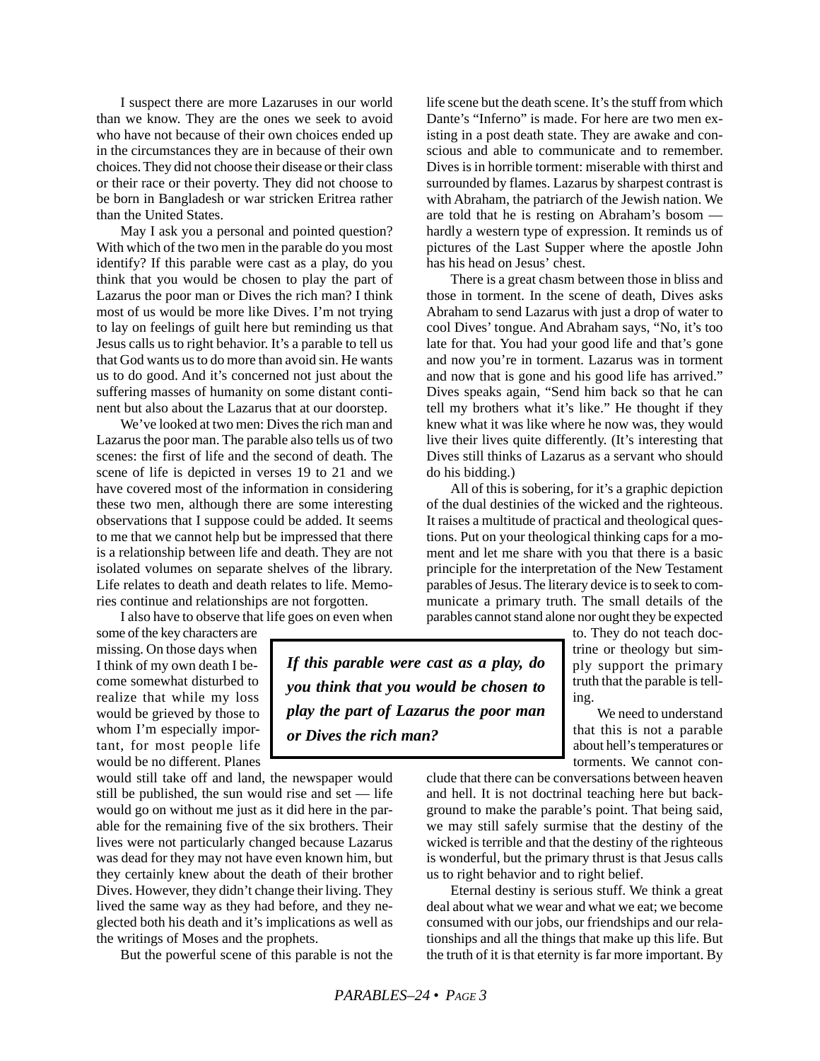I suspect there are more Lazaruses in our world than we know. They are the ones we seek to avoid who have not because of their own choices ended up in the circumstances they are in because of their own choices. They did not choose their disease or their class or their race or their poverty. They did not choose to be born in Bangladesh or war stricken Eritrea rather than the United States.

May I ask you a personal and pointed question? With which of the two men in the parable do you most identify? If this parable were cast as a play, do you think that you would be chosen to play the part of Lazarus the poor man or Dives the rich man? I think most of us would be more like Dives. I'm not trying to lay on feelings of guilt here but reminding us that Jesus calls us to right behavior. It's a parable to tell us that God wants us to do more than avoid sin. He wants us to do good. And it's concerned not just about the suffering masses of humanity on some distant continent but also about the Lazarus that at our doorstep.

We've looked at two men: Dives the rich man and Lazarus the poor man. The parable also tells us of two scenes: the first of life and the second of death. The scene of life is depicted in verses 19 to 21 and we have covered most of the information in considering these two men, although there are some interesting observations that I suppose could be added. It seems to me that we cannot help but be impressed that there is a relationship between life and death. They are not isolated volumes on separate shelves of the library. Life relates to death and death relates to life. Memories continue and relationships are not forgotten.

I also have to observe that life goes on even when some of the key characters are missing. On those days when I think of my own death I become somewhat disturbed to realize that while my loss would be grieved by those to whom I'm especially important, for most people life would be no different. Planes would still take off and land, the newspaper would still be published, the sun would rise and set — life would go on without me just as it did here in the parable for the remaining five of the six brothers. Their lives were not particularly changed because Lazarus was dead for they may not have even known him, but they certainly knew about the death of their brother Dives. However, they didn't change their living. They lived the same way as they had before, and they neglected both his death and it's implications as well as the writings of Moses and the prophets.

> ***If this parable were cast as a play, do you think that you would be chosen to play the part of Lazarus the poor man or Dives the rich man?***

But the powerful scene of this parable is not the life scene but the death scene. It's the stuff from which Dante's "Inferno" is made. For here are two men existing in a post death state. They are awake and conscious and able to communicate and to remember. Dives is in horrible torment: miserable with thirst and surrounded by flames. Lazarus by sharpest contrast is with Abraham, the patriarch of the Jewish nation. We are told that he is resting on Abraham's bosom — hardly a western type of expression. It reminds us of pictures of the Last Supper where the apostle John has his head on Jesus' chest.

There is a great chasm between those in bliss and those in torment. In the scene of death, Dives asks Abraham to send Lazarus with just a drop of water to cool Dives' tongue. And Abraham says, "No, it's too late for that. You had your good life and that's gone and now you're in torment. Lazarus was in torment and now that is gone and his good life has arrived." Dives speaks again, "Send him back so that he can tell my brothers what it's like." He thought if they knew what it was like where he now was, they would live their lives quite differently. (It's interesting that Dives still thinks of Lazarus as a servant who should do his bidding.)

All of this is sobering, for it's a graphic depiction of the dual destinies of the wicked and the righteous. It raises a multitude of practical and theological questions. Put on your theological thinking caps for a moment and let me share with you that there is a basic principle for the interpretation of the New Testament parables of Jesus. The literary device is to seek to communicate a primary truth. The small details of the parables cannot stand alone nor ought they be expected to. They do not teach doctrine or theology but simply support the primary truth that the parable is telling.

We need to understand that this is not a parable about hell's temperatures or torments. We cannot conclude that there can be conversations between heaven and hell. It is not doctrinal teaching here but background to make the parable's point. That being said, we may still safely surmise that the destiny of the wicked is terrible and that the destiny of the righteous is wonderful, but the primary thrust is that Jesus calls us to right behavior and to right belief.

Eternal destiny is serious stuff. We think a great deal about what we wear and what we eat; we become consumed with our jobs, our friendships and our relationships and all the things that make up this life. But the truth of it is that eternity is far more important. By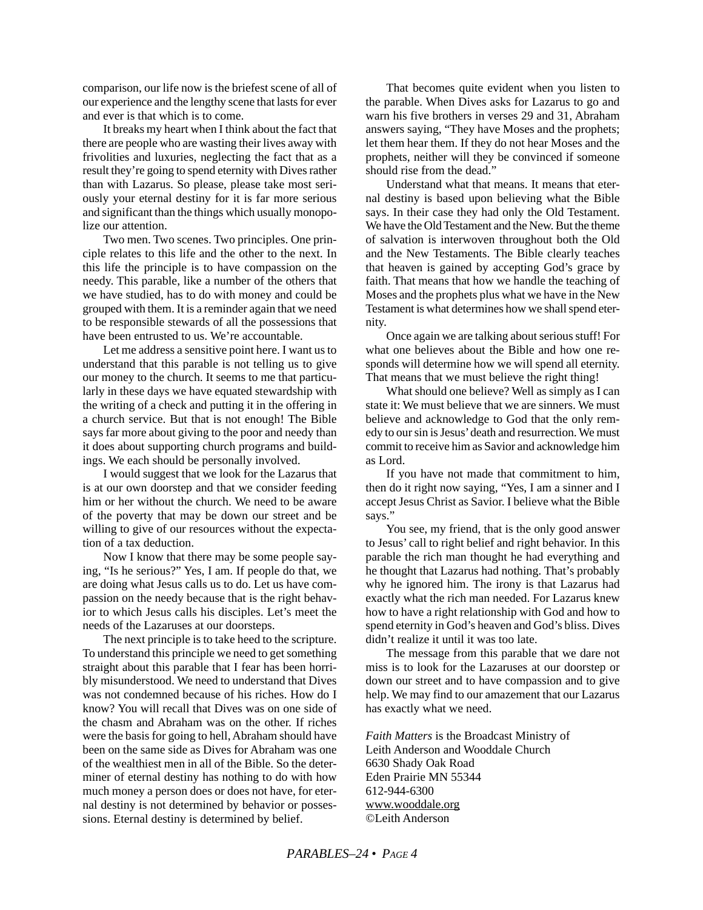comparison, our life now is the briefest scene of all of our experience and the lengthy scene that lasts for ever and ever is that which is to come.

It breaks my heart when I think about the fact that there are people who are wasting their lives away with frivolities and luxuries, neglecting the fact that as a result they're going to spend eternity with Dives rather than with Lazarus. So please, please take most seriously your eternal destiny for it is far more serious and significant than the things which usually monopolize our attention.

Two men. Two scenes. Two principles. One principle relates to this life and the other to the next. In this life the principle is to have compassion on the needy. This parable, like a number of the others that we have studied, has to do with money and could be grouped with them. It is a reminder again that we need to be responsible stewards of all the possessions that have been entrusted to us. We're accountable.

Let me address a sensitive point here. I want us to understand that this parable is not telling us to give our money to the church. It seems to me that particularly in these days we have equated stewardship with the writing of a check and putting it in the offering in a church service. But that is not enough! The Bible says far more about giving to the poor and needy than it does about supporting church programs and buildings. We each should be personally involved.

I would suggest that we look for the Lazarus that is at our own doorstep and that we consider feeding him or her without the church. We need to be aware of the poverty that may be down our street and be willing to give of our resources without the expectation of a tax deduction.

Now I know that there may be some people saying, "Is he serious?" Yes, I am. If people do that, we are doing what Jesus calls us to do. Let us have compassion on the needy because that is the right behavior to which Jesus calls his disciples. Let's meet the needs of the Lazaruses at our doorsteps.

The next principle is to take heed to the scripture. To understand this principle we need to get something straight about this parable that I fear has been horribly misunderstood. We need to understand that Dives was not condemned because of his riches. How do I know? You will recall that Dives was on one side of the chasm and Abraham was on the other. If riches were the basis for going to hell, Abraham should have been on the same side as Dives for Abraham was one of the wealthiest men in all of the Bible. So the determiner of eternal destiny has nothing to do with how much money a person does or does not have, for eternal destiny is not determined by behavior or possessions. Eternal destiny is determined by belief.

That becomes quite evident when you listen to the parable. When Dives asks for Lazarus to go and warn his five brothers in verses 29 and 31, Abraham answers saying, "They have Moses and the prophets; let them hear them. If they do not hear Moses and the prophets, neither will they be convinced if someone should rise from the dead."

Understand what that means. It means that eternal destiny is based upon believing what the Bible says. In their case they had only the Old Testament. We have the Old Testament and the New. But the theme of salvation is interwoven throughout both the Old and the New Testaments. The Bible clearly teaches that heaven is gained by accepting God's grace by faith. That means that how we handle the teaching of Moses and the prophets plus what we have in the New Testament is what determines how we shall spend eternity.

Once again we are talking about serious stuff! For what one believes about the Bible and how one responds will determine how we will spend all eternity. That means that we must believe the right thing!

What should one believe? Well as simply as I can state it: We must believe that we are sinners. We must believe and acknowledge to God that the only remedy to our sin is Jesus' death and resurrection. We must commit to receive him as Savior and acknowledge him as Lord.

If you have not made that commitment to him, then do it right now saying, "Yes, I am a sinner and I accept Jesus Christ as Savior. I believe what the Bible says."

You see, my friend, that is the only good answer to Jesus' call to right belief and right behavior. In this parable the rich man thought he had everything and he thought that Lazarus had nothing. That's probably why he ignored him. The irony is that Lazarus had exactly what the rich man needed. For Lazarus knew how to have a right relationship with God and how to spend eternity in God's heaven and God's bliss. Dives didn't realize it until it was too late.

The message from this parable that we dare not miss is to look for the Lazaruses at our doorstep or down our street and to have compassion and to give help. We may find to our amazement that our Lazarus has exactly what we need.

*Faith Matters* is the Broadcast Ministry of
Leith Anderson and Wooddale Church
6630 Shady Oak Road
Eden Prairie MN 55344
612-944-6300
www.wooddale.org
©Leith Anderson